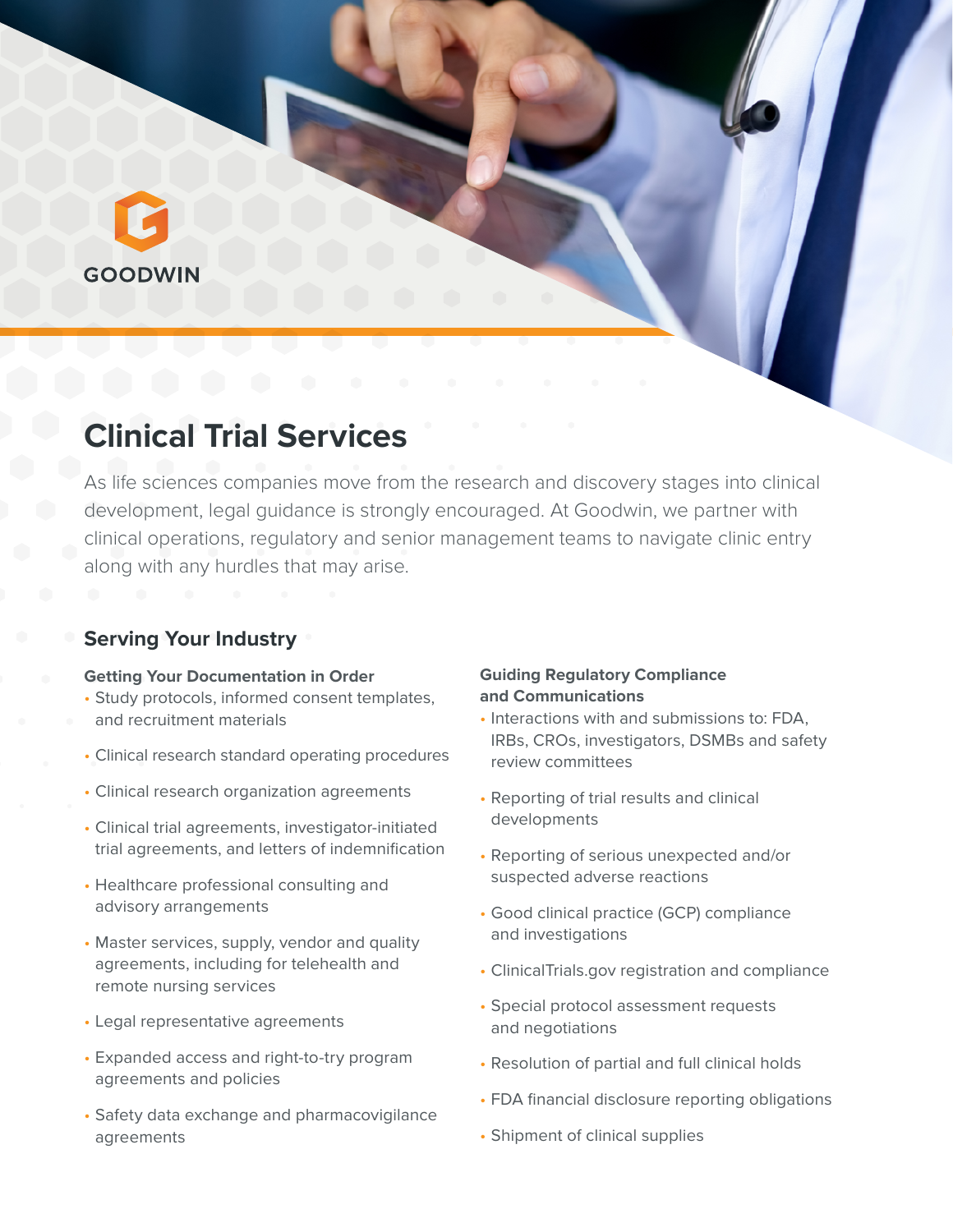GOODWIN

# Clinical Trial Services

As life sciences companies move from the research and discovery stages into clinical development, legal guidance is strongly encouraged. At Goodwin, we partner with clinical operations, regulatory and senior management teams to navigate clinic entry along with any hurdles that may arise.

## Serving Your Industry

### Getting Your Documentation in Order

- Study protocols, informed consent templates, and recruitment materials
- Clinical research standard operating procedures
- Clinical research organization agreements
- Clinical trial agreements, investigator-initiated trial agreements, and letters of indemnification
- Healthcare professional consulting and advisory arrangements
- Master services, supply, vendor and quality agreements, including for telehealth and remote nursing services
- Legal representative agreements
- Expanded access and right-to-try program agreements and policies
- Safety data exchange and pharmacovigilance agreements

### Guiding Regulatory Compliance and Communications

- Interactions with and submissions to: FDA, IRBs, CROs, investigators, DSMBs and safety review committees
- Reporting of trial results and clinical developments
- Reporting of serious unexpected and/or suspected adverse reactions
- Good clinical practice (GCP) compliance and investigations
- ClinicalTrials.gov registration and compliance
- Special protocol assessment requests and negotiations
- Resolution of partial and full clinical holds
- FDA financial disclosure reporting obligations
- Shipment of clinical supplies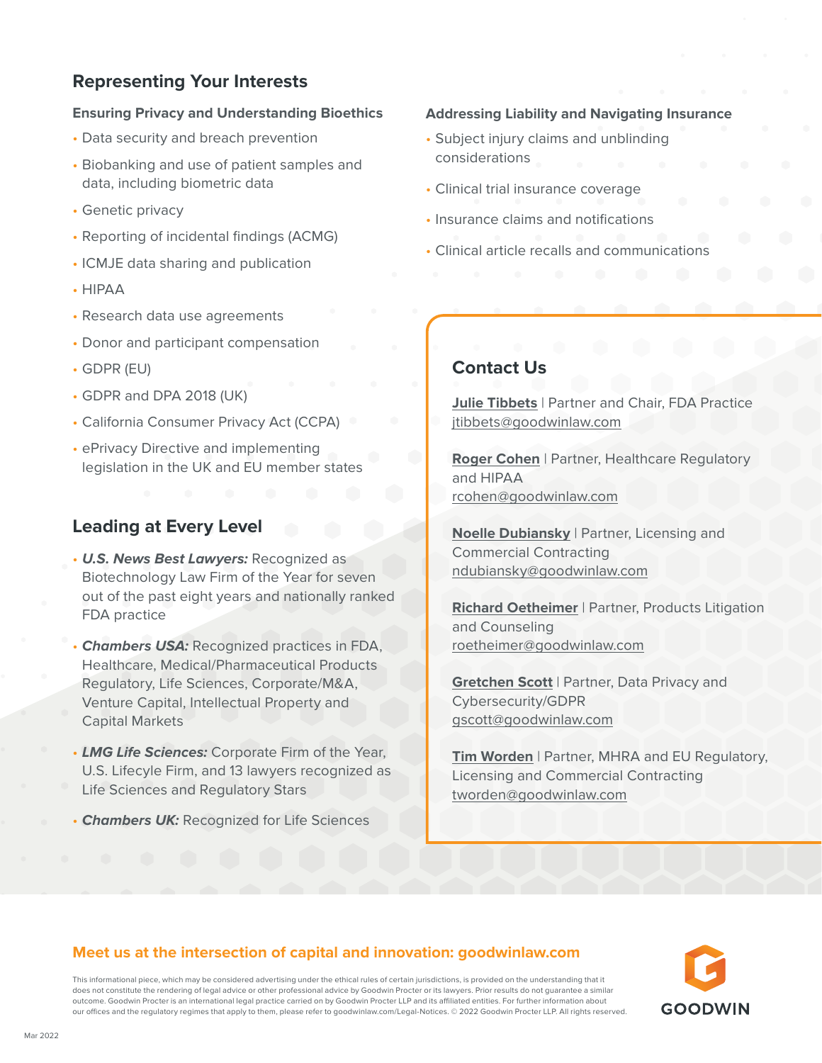## Representing Your Interests

### Ensuring Privacy and Understanding Bioethics

- Data security and breach prevention
- Biobanking and use of patient samples and data, including biometric data
- Genetic privacy
- Reporting of incidental findings (ACMG)
- ICMJE data sharing and publication
- HIPAA
- Research data use agreements
- Donor and participant compensation
- GDPR (EU)
- GDPR and DPA 2018 (UK)
- California Consumer Privacy Act (CCPA)
- ePrivacy Directive and implementing legislation in the UK and EU member states

### Addressing Liability and Navigating Insurance

- Subject injury claims and unblinding considerations
- Clinical trial insurance coverage
- Insurance claims and notifications
- Clinical article recalls and communications

## Leading at Every Level

- ***U.S. News Best Lawyers:*** Recognized as Biotechnology Law Firm of the Year for seven out of the past eight years and nationally ranked FDA practice
- ***Chambers USA:*** Recognized practices in FDA, Healthcare, Medical/Pharmaceutical Products Regulatory, Life Sciences, Corporate/M&A, Venture Capital, Intellectual Property and Capital Markets
- ***LMG Life Sciences:*** Corporate Firm of the Year, U.S. Lifecyle Firm, and 13 lawyers recognized as Life Sciences and Regulatory Stars
- ***Chambers UK:*** Recognized for Life Sciences

## Contact Us

**Julie Tibbets** | Partner and Chair, FDA Practice
jtibbets@goodwinlaw.com

**Roger Cohen** | Partner, Healthcare Regulatory and HIPAA
rcohen@goodwinlaw.com

**Noelle Dubiansky** | Partner, Licensing and Commercial Contracting
ndubiansky@goodwinlaw.com

**Richard Oetheimer** | Partner, Products Litigation and Counseling
roetheimer@goodwinlaw.com

**Gretchen Scott** | Partner, Data Privacy and Cybersecurity/GDPR
gscott@goodwinlaw.com

**Tim Worden** | Partner, MHRA and EU Regulatory, Licensing and Commercial Contracting
tworden@goodwinlaw.com

**Meet us at the intersection of capital and innovation: goodwinlaw.com**

This informational piece, which may be considered advertising under the ethical rules of certain jurisdictions, is provided on the understanding that it does not constitute the rendering of legal advice or other professional advice by Goodwin Procter or its lawyers. Prior results do not guarantee a similar outcome. Goodwin Procter is an international legal practice carried on by Goodwin Procter LLP and its affiliated entities. For further information about our offices and the regulatory regimes that apply to them, please refer to goodwinlaw.com/Legal-Notices. © 2022 Goodwin Procter LLP. All rights reserved.

GOODWIN

Mar 2022